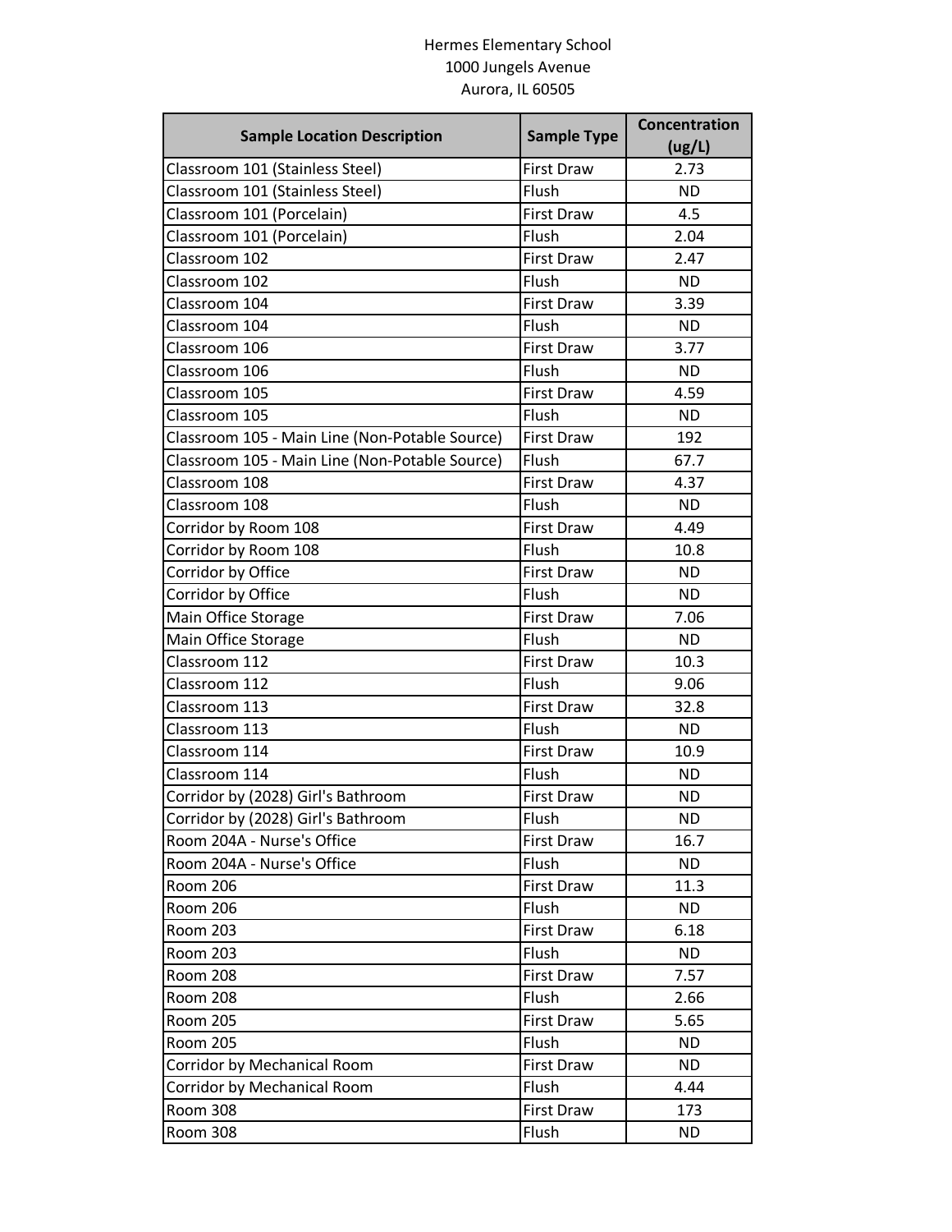Hermes Elementary School
1000 Jungels Avenue
Aurora, IL 60505

| Sample Location Description | Sample Type | Concentration (ug/L) |
|---|---|---|
| Classroom 101 (Stainless Steel) | First Draw | 2.73 |
| Classroom 101 (Stainless Steel) | Flush | ND |
| Classroom 101 (Porcelain) | First Draw | 4.5 |
| Classroom 101 (Porcelain) | Flush | 2.04 |
| Classroom 102 | First Draw | 2.47 |
| Classroom 102 | Flush | ND |
| Classroom 104 | First Draw | 3.39 |
| Classroom 104 | Flush | ND |
| Classroom 106 | First Draw | 3.77 |
| Classroom 106 | Flush | ND |
| Classroom 105 | First Draw | 4.59 |
| Classroom 105 | Flush | ND |
| Classroom 105 - Main Line (Non-Potable Source) | First Draw | 192 |
| Classroom 105 - Main Line (Non-Potable Source) | Flush | 67.7 |
| Classroom 108 | First Draw | 4.37 |
| Classroom 108 | Flush | ND |
| Corridor by Room 108 | First Draw | 4.49 |
| Corridor by Room 108 | Flush | 10.8 |
| Corridor by Office | First Draw | ND |
| Corridor by Office | Flush | ND |
| Main Office Storage | First Draw | 7.06 |
| Main Office Storage | Flush | ND |
| Classroom 112 | First Draw | 10.3 |
| Classroom 112 | Flush | 9.06 |
| Classroom 113 | First Draw | 32.8 |
| Classroom 113 | Flush | ND |
| Classroom 114 | First Draw | 10.9 |
| Classroom 114 | Flush | ND |
| Corridor by (2028) Girl's Bathroom | First Draw | ND |
| Corridor by (2028) Girl's Bathroom | Flush | ND |
| Room 204A - Nurse's Office | First Draw | 16.7 |
| Room 204A - Nurse's Office | Flush | ND |
| Room 206 | First Draw | 11.3 |
| Room 206 | Flush | ND |
| Room 203 | First Draw | 6.18 |
| Room 203 | Flush | ND |
| Room 208 | First Draw | 7.57 |
| Room 208 | Flush | 2.66 |
| Room 205 | First Draw | 5.65 |
| Room 205 | Flush | ND |
| Corridor by Mechanical Room | First Draw | ND |
| Corridor by Mechanical Room | Flush | 4.44 |
| Room 308 | First Draw | 173 |
| Room 308 | Flush | ND |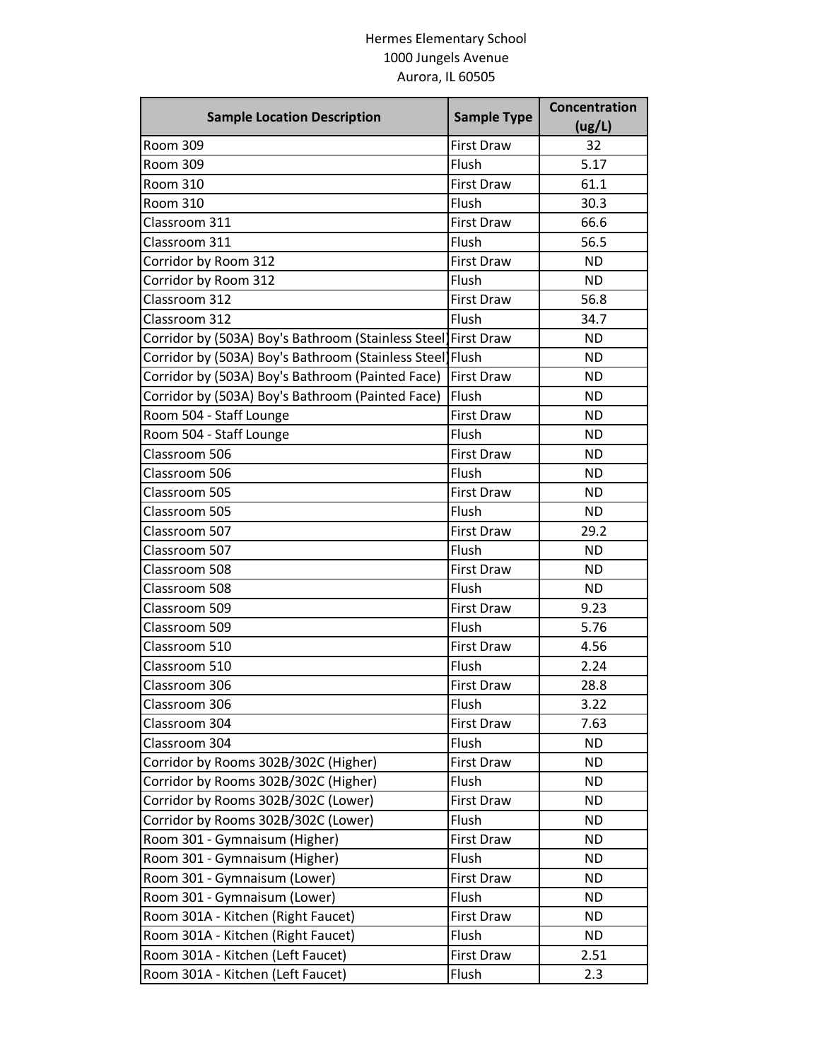Hermes Elementary School
1000 Jungels Avenue
Aurora, IL 60505

| Sample Location Description | Sample Type | Concentration (ug/L) |
|---|---|---|
| Room 309 | First Draw | 32 |
| Room 309 | Flush | 5.17 |
| Room 310 | First Draw | 61.1 |
| Room 310 | Flush | 30.3 |
| Classroom 311 | First Draw | 66.6 |
| Classroom 311 | Flush | 56.5 |
| Corridor by Room 312 | First Draw | ND |
| Corridor by Room 312 | Flush | ND |
| Classroom 312 | First Draw | 56.8 |
| Classroom 312 | Flush | 34.7 |
| Corridor by (503A) Boy's Bathroom (Stainless Steel) | First Draw | ND |
| Corridor by (503A) Boy's Bathroom (Stainless Steel) | Flush | ND |
| Corridor by (503A) Boy's Bathroom (Painted Face) | First Draw | ND |
| Corridor by (503A) Boy's Bathroom (Painted Face) | Flush | ND |
| Room 504 - Staff Lounge | First Draw | ND |
| Room 504 - Staff Lounge | Flush | ND |
| Classroom 506 | First Draw | ND |
| Classroom 506 | Flush | ND |
| Classroom 505 | First Draw | ND |
| Classroom 505 | Flush | ND |
| Classroom 507 | First Draw | 29.2 |
| Classroom 507 | Flush | ND |
| Classroom 508 | First Draw | ND |
| Classroom 508 | Flush | ND |
| Classroom 509 | First Draw | 9.23 |
| Classroom 509 | Flush | 5.76 |
| Classroom 510 | First Draw | 4.56 |
| Classroom 510 | Flush | 2.24 |
| Classroom 306 | First Draw | 28.8 |
| Classroom 306 | Flush | 3.22 |
| Classroom 304 | First Draw | 7.63 |
| Classroom 304 | Flush | ND |
| Corridor by Rooms 302B/302C (Higher) | First Draw | ND |
| Corridor by Rooms 302B/302C (Higher) | Flush | ND |
| Corridor by Rooms 302B/302C (Lower) | First Draw | ND |
| Corridor by Rooms 302B/302C (Lower) | Flush | ND |
| Room 301 - Gymnaisum (Higher) | First Draw | ND |
| Room 301 - Gymnaisum (Higher) | Flush | ND |
| Room 301 - Gymnaisum (Lower) | First Draw | ND |
| Room 301 - Gymnaisum (Lower) | Flush | ND |
| Room 301A - Kitchen (Right Faucet) | First Draw | ND |
| Room 301A - Kitchen (Right Faucet) | Flush | ND |
| Room 301A - Kitchen (Left Faucet) | First Draw | 2.51 |
| Room 301A - Kitchen (Left Faucet) | Flush | 2.3 |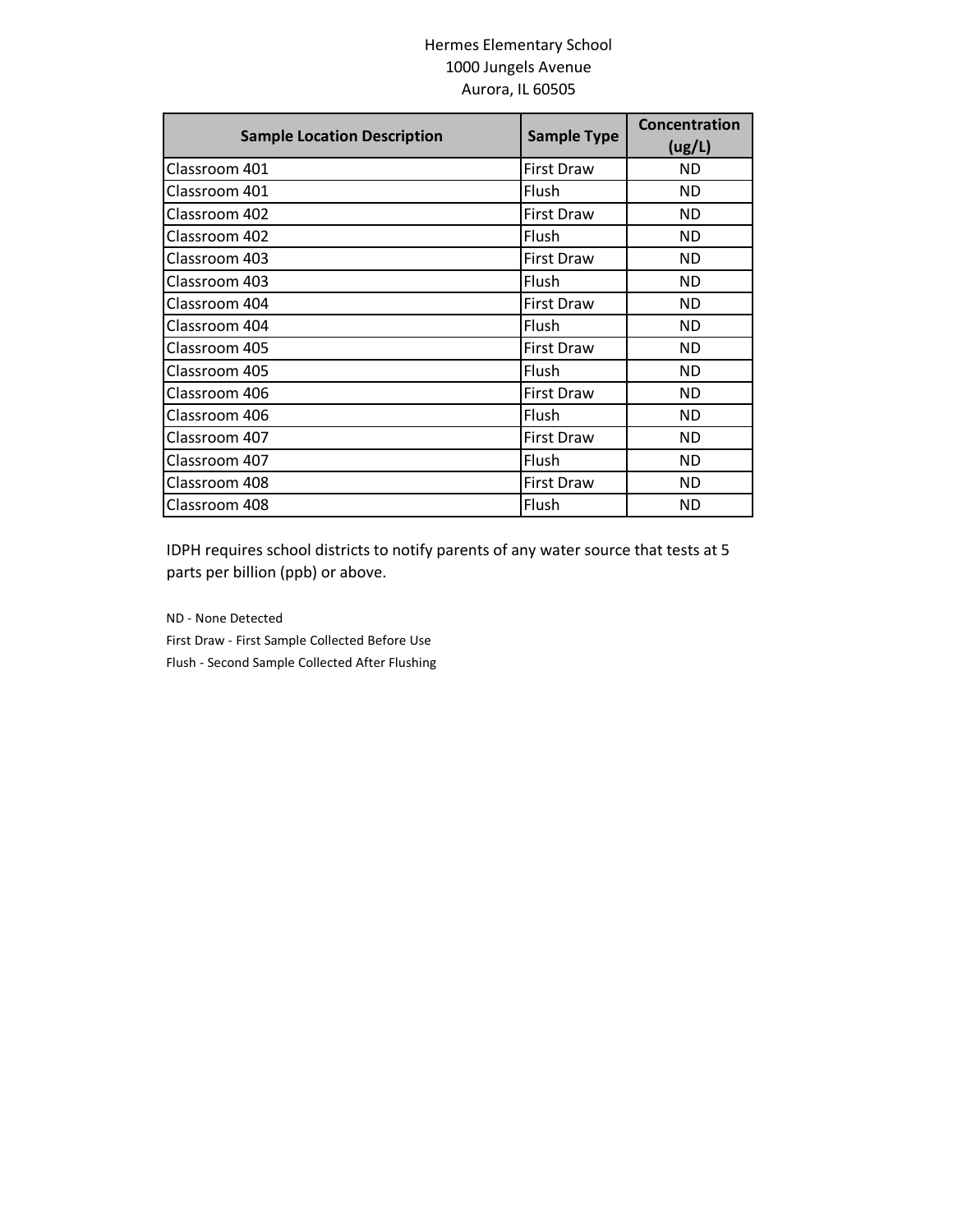Hermes Elementary School
1000 Jungels Avenue
Aurora, IL 60505

| Sample Location Description | Sample Type | Concentration (ug/L) |
|---|---|---|
| Classroom 401 | First Draw | ND |
| Classroom 401 | Flush | ND |
| Classroom 402 | First Draw | ND |
| Classroom 402 | Flush | ND |
| Classroom 403 | First Draw | ND |
| Classroom 403 | Flush | ND |
| Classroom 404 | First Draw | ND |
| Classroom 404 | Flush | ND |
| Classroom 405 | First Draw | ND |
| Classroom 405 | Flush | ND |
| Classroom 406 | First Draw | ND |
| Classroom 406 | Flush | ND |
| Classroom 407 | First Draw | ND |
| Classroom 407 | Flush | ND |
| Classroom 408 | First Draw | ND |
| Classroom 408 | Flush | ND |

IDPH requires school districts to notify parents of any water source that tests at 5 parts per billion (ppb) or above.

ND - None Detected

First Draw - First Sample Collected Before Use

Flush - Second Sample Collected After Flushing